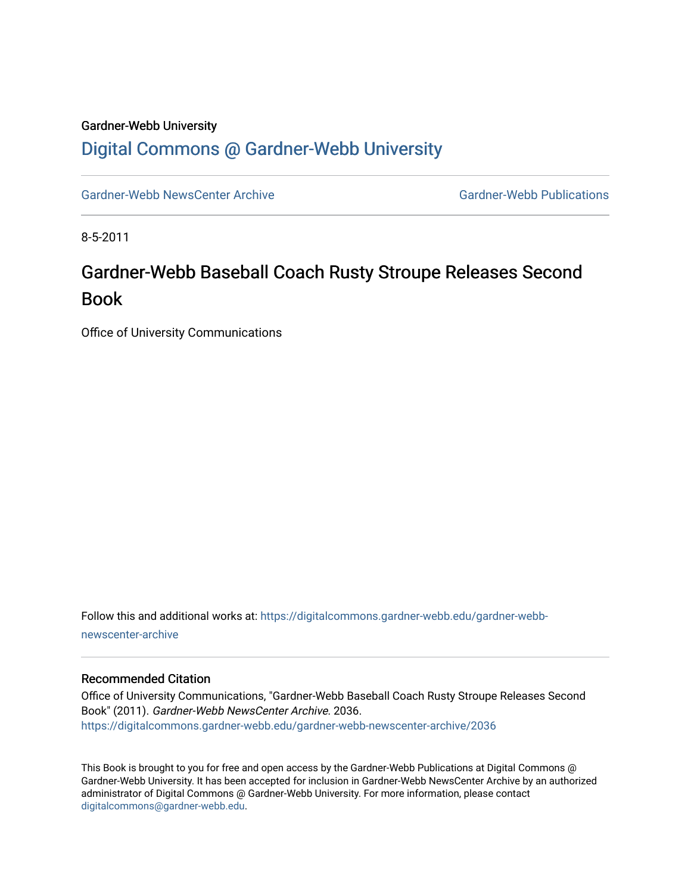Gardner-Webb University

# Digital Commons @ Gardner-Webb University

Gardner-Webb NewsCenter Archive

Gardner-Webb Publications

8-5-2011

## Gardner-Webb Baseball Coach Rusty Stroupe Releases Second Book

Office of University Communications

Follow this and additional works at: https://digitalcommons.gardner-webb.edu/gardner-webb-newscenter-archive

### Recommended Citation

Office of University Communications, "Gardner-Webb Baseball Coach Rusty Stroupe Releases Second Book" (2011). *Gardner-Webb NewsCenter Archive*. 2036.
https://digitalcommons.gardner-webb.edu/gardner-webb-newscenter-archive/2036

This Book is brought to you for free and open access by the Gardner-Webb Publications at Digital Commons @ Gardner-Webb University. It has been accepted for inclusion in Gardner-Webb NewsCenter Archive by an authorized administrator of Digital Commons @ Gardner-Webb University. For more information, please contact digitalcommons@gardner-webb.edu.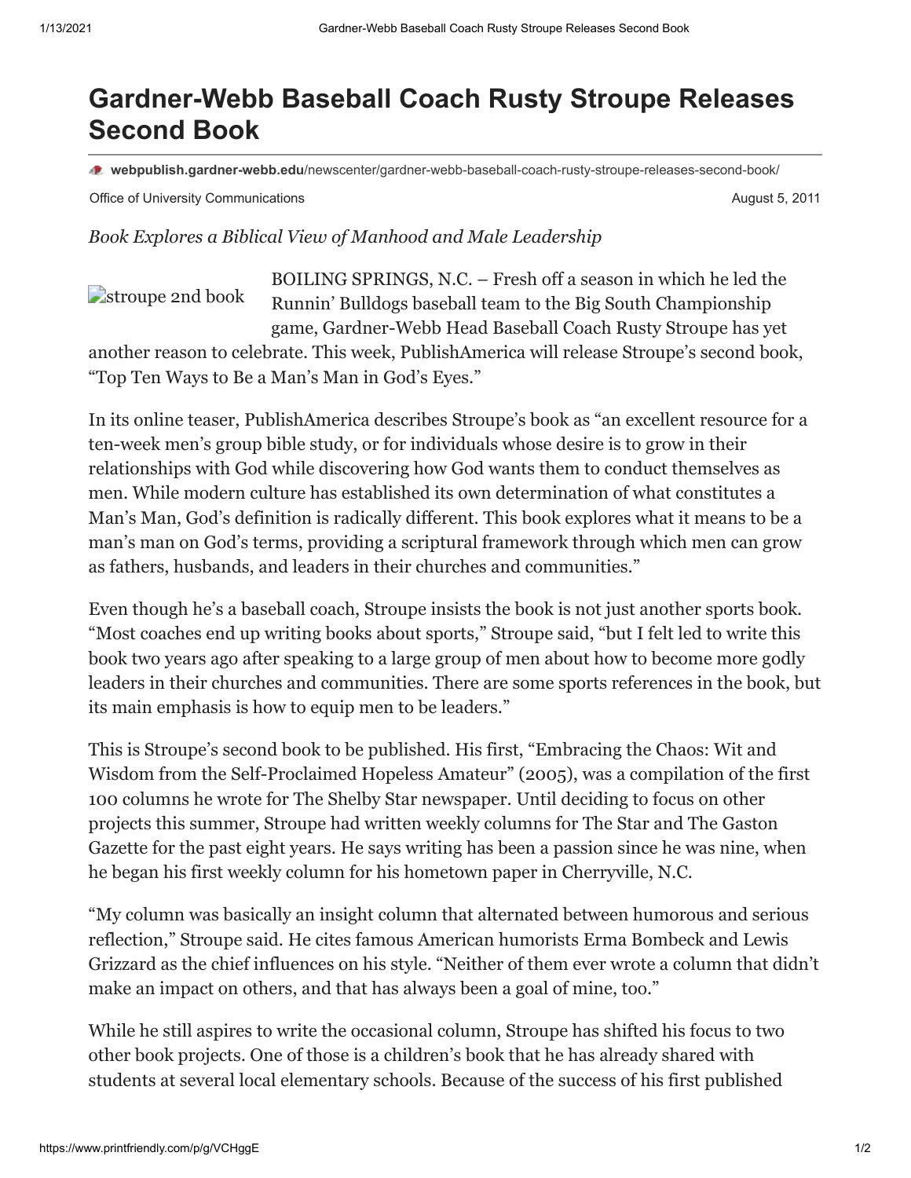# Gardner-Webb Baseball Coach Rusty Stroupe Releases Second Book

webpublish.gardner-webb.edu/newscenter/gardner-webb-baseball-coach-rusty-stroupe-releases-second-book/

Office of University Communications August 5, 2011

*Book Explores a Biblical View of Manhood and Male Leadership*

stroupe 2nd book

BOILING SPRINGS, N.C. – Fresh off a season in which he led the Runnin' Bulldogs baseball team to the Big South Championship game, Gardner-Webb Head Baseball Coach Rusty Stroupe has yet another reason to celebrate. This week, PublishAmerica will release Stroupe's second book, "Top Ten Ways to Be a Man's Man in God's Eyes."

In its online teaser, PublishAmerica describes Stroupe's book as "an excellent resource for a ten-week men's group bible study, or for individuals whose desire is to grow in their relationships with God while discovering how God wants them to conduct themselves as men. While modern culture has established its own determination of what constitutes a Man's Man, God's definition is radically different. This book explores what it means to be a man's man on God's terms, providing a scriptural framework through which men can grow as fathers, husbands, and leaders in their churches and communities."

Even though he's a baseball coach, Stroupe insists the book is not just another sports book. "Most coaches end up writing books about sports," Stroupe said, "but I felt led to write this book two years ago after speaking to a large group of men about how to become more godly leaders in their churches and communities. There are some sports references in the book, but its main emphasis is how to equip men to be leaders."

This is Stroupe's second book to be published. His first, "Embracing the Chaos: Wit and Wisdom from the Self-Proclaimed Hopeless Amateur" (2005), was a compilation of the first 100 columns he wrote for The Shelby Star newspaper. Until deciding to focus on other projects this summer, Stroupe had written weekly columns for The Star and The Gaston Gazette for the past eight years. He says writing has been a passion since he was nine, when he began his first weekly column for his hometown paper in Cherryville, N.C.

"My column was basically an insight column that alternated between humorous and serious reflection," Stroupe said. He cites famous American humorists Erma Bombeck and Lewis Grizzard as the chief influences on his style. "Neither of them ever wrote a column that didn't make an impact on others, and that has always been a goal of mine, too."

While he still aspires to write the occasional column, Stroupe has shifted his focus to two other book projects. One of those is a children's book that he has already shared with students at several local elementary schools. Because of the success of his first published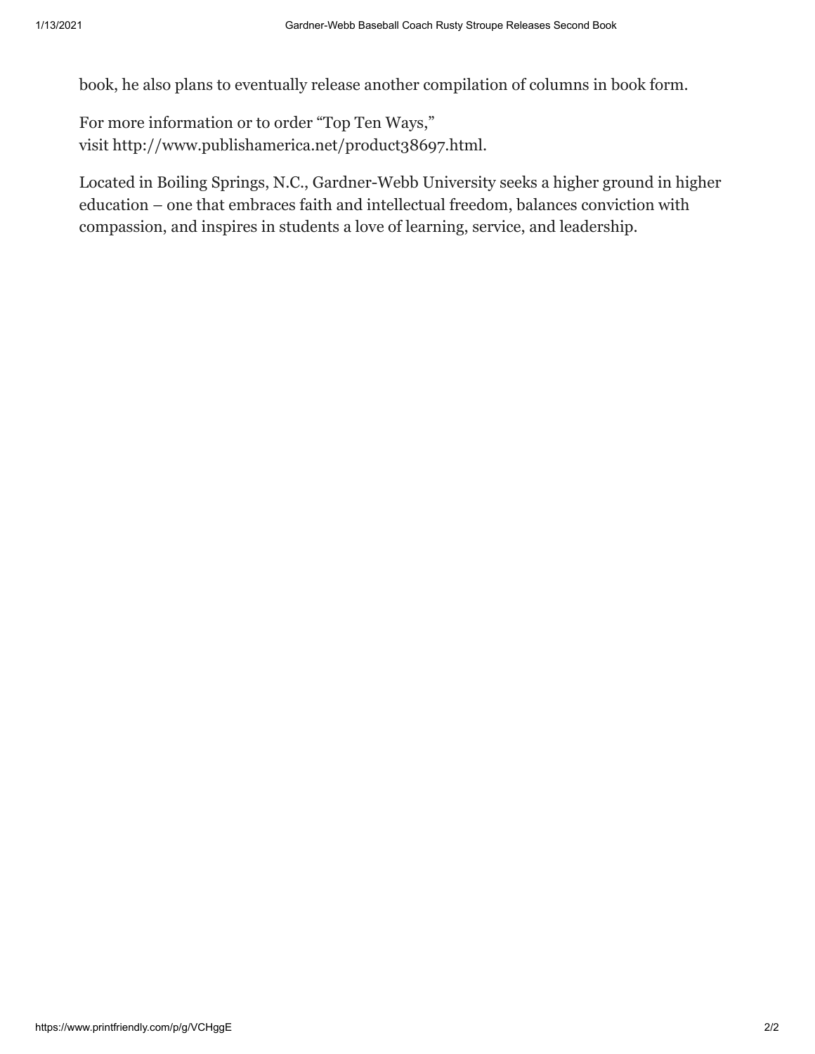book, he also plans to eventually release another compilation of columns in book form.

For more information or to order “Top Ten Ways,” visit http://www.publishamerica.net/product38697.html.

Located in Boiling Springs, N.C., Gardner-Webb University seeks a higher ground in higher education – one that embraces faith and intellectual freedom, balances conviction with compassion, and inspires in students a love of learning, service, and leadership.